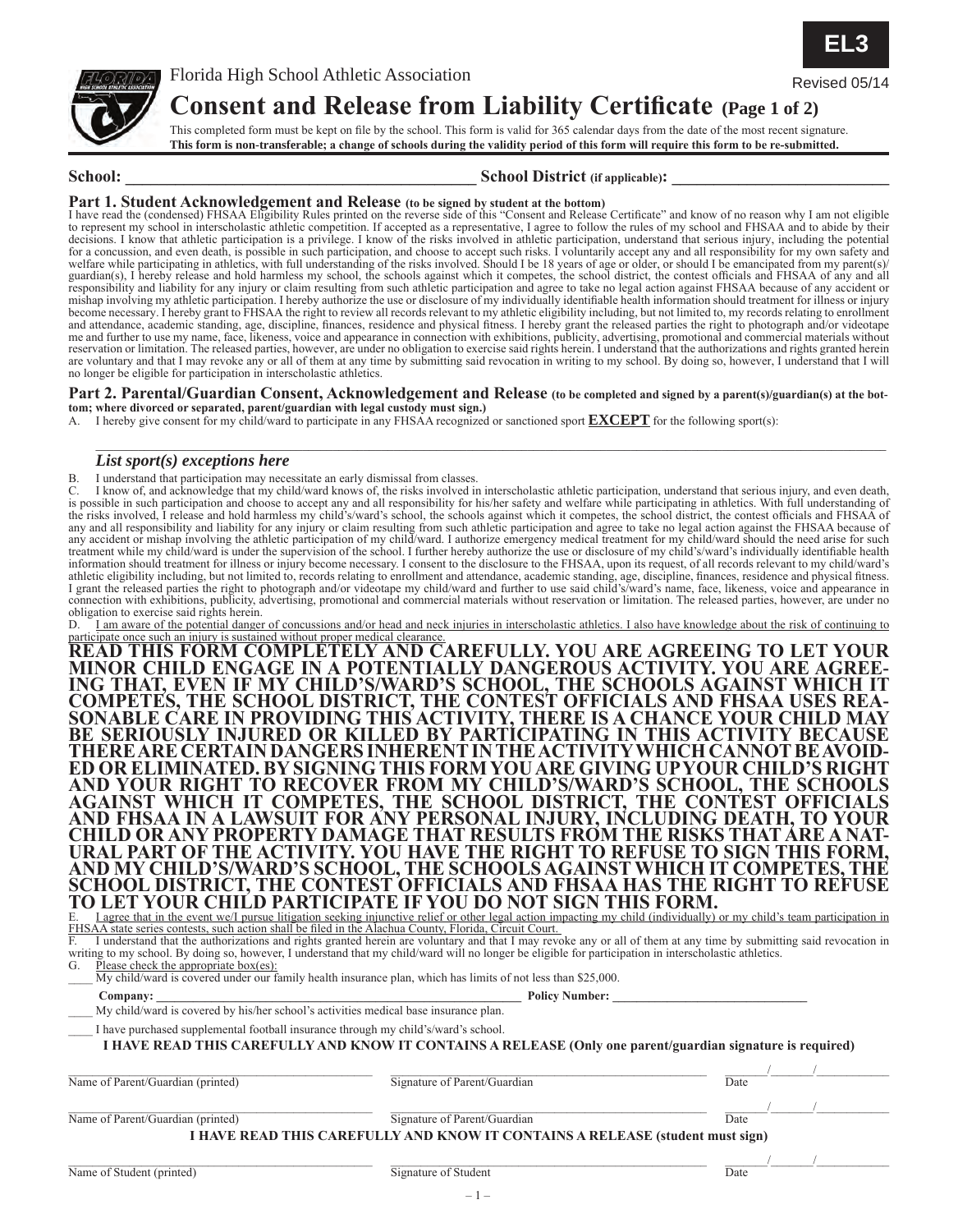**EL3**

Florida High School Athletic Association

Revised 05/14

# Consent and Release from Liability Certificate (Page 1 of 2)

This completed form must be kept on file by the school. This form is valid for 365 calendar days from the date of the most recent signature.
**This form is non-transferable; a change of schools during the validity period of this form will require this form to be re-submitted.**

**School:** ________________________________________ **School District (if applicable):** ____________________________

## Part 1. Student Acknowledgement and Release (to be signed by student at the bottom)

I have read the (condensed) FHSAA Eligibility Rules printed on the reverse side of this "Consent and Release Certificate" and know of no reason why I am not eligible to represent my school in interscholastic athletic competition. If accepted as a representative, I agree to follow the rules of my school and FHSAA and to abide by their decisions. I know that athletic participation is a privilege. I know of the risks involved in athletic participation, understand that serious injury, including the potential for a concussion, and even death, is possible in such participation, and choose to accept such risks. I voluntarily accept any and all responsibility for my own safety and welfare while participating in athletics, with full understanding of the risks involved. Should I be 18 years of age or older, or should I be emancipated from my parent(s)/guardian(s), I hereby release and hold harmless my school, the schools against which it competes, the school district, the contest officials and FHSAA of any and all responsibility and liability for any injury or claim resulting from such athletic participation and agree to take no legal action against FHSAA because of any accident or mishap involving my athletic participation. I hereby authorize the use or disclosure of my individually identifiable health information should treatment for illness or injury become necessary. I hereby grant to FHSAA the right to review all records relevant to my athletic eligibility including, but not limited to, my records relating to enrollment and attendance, academic standing, age, discipline, finances, residence and physical fitness. I hereby grant the released parties the right to photograph and/or videotape me and further to use my name, face, likeness, voice and appearance in connection with exhibitions, publicity, advertising, promotional and commercial materials without reservation or limitation. The released parties, however, are under no obligation to exercise said rights herein. I understand that the authorizations and rights granted herein are voluntary and that I may revoke any or all of them at any time by submitting said revocation in writing to my school. By doing so, however, I understand that I will no longer be eligible for participation in interscholastic athletics.

## Part 2. Parental/Guardian Consent, Acknowledgement and Release (to be completed and signed by a parent(s)/guardian(s) at the bottom; where divorced or separated, parent/guardian with legal custody must sign.)

A. I hereby give consent for my child/ward to participate in any FHSAA recognized or sanctioned sport **EXCEPT** for the following sport(s):

______________________________________________________________________________

***List sport(s) exceptions here***

B. I understand that participation may necessitate an early dismissal from classes.

C. I know of, and acknowledge that my child/ward knows of, the risks involved in interscholastic athletic participation, understand that serious injury, and even death, is possible in such participation and choose to accept any and all responsibility for his/her safety and welfare while participating in athletics. With full understanding of the risks involved, I release and hold harmless my child's/ward's school, the schools against which it competes, the school district, the contest officials and FHSAA of any and all responsibility and liability for any injury or claim resulting from such athletic participation and agree to take no legal action against the FHSAA because of any accident or mishap involving the athletic participation of my child/ward. I authorize emergency medical treatment for my child/ward should the need arise for such treatment while my child/ward is under the supervision of the school. I further hereby authorize the use or disclosure of my child's/ward's individually identifiable health information should treatment for illness or injury become necessary. I consent to the disclosure to the FHSAA, upon its request, of all records relevant to my child/ward's athletic eligibility including, but not limited to, records relating to enrollment and attendance, academic standing, age, discipline, finances, residence and physical fitness. I grant the released parties the right to photograph and/or videotape my child/ward and further to use said child's/ward's name, face, likeness, voice and appearance in connection with exhibitions, publicity, advertising, promotional and commercial materials without reservation or limitation. The released parties, however, are under no obligation to exercise said rights herein.

D. I am aware of the potential danger of concussions and/or head and neck injuries in interscholastic athletics. I also have knowledge about the risk of continuing to participate once such an injury is sustained without proper medical clearance.

**READ THIS FORM COMPLETELY AND CAREFULLY. YOU ARE AGREEING TO LET YOUR MINOR CHILD ENGAGE IN A POTENTIALLY DANGEROUS ACTIVITY. YOU ARE AGREEING THAT, EVEN IF MY CHILD'S/WARD'S SCHOOL, THE SCHOOLS AGAINST WHICH IT COMPETES, THE SCHOOL DISTRICT, THE CONTEST OFFICIALS AND FHSAA USES REASONABLE CARE IN PROVIDING THIS ACTIVITY, THERE IS A CHANCE YOUR CHILD MAY BE SERIOUSLY INJURED OR KILLED BY PARTICIPATING IN THIS ACTIVITY BECAUSE THERE ARE CERTAIN DANGERS INHERENT IN THE ACTIVITY WHICH CANNOT BE AVOIDED OR ELIMINATED. BY SIGNING THIS FORM YOU ARE GIVING UP YOUR CHILD'S RIGHT AND YOUR RIGHT TO RECOVER FROM MY CHILD'S/WARD'S SCHOOL, THE SCHOOLS AGAINST WHICH IT COMPETES, THE SCHOOL DISTRICT, THE CONTEST OFFICIALS AND FHSAA IN A LAWSUIT FOR ANY PERSONAL INJURY, INCLUDING DEATH, TO YOUR CHILD OR ANY PROPERTY DAMAGE THAT RESULTS FROM THE RISKS THAT ARE A NATURAL PART OF THE ACTIVITY. YOU HAVE THE RIGHT TO REFUSE TO SIGN THIS FORM, AND MY CHILD'S/WARD'S SCHOOL, THE SCHOOLS AGAINST WHICH IT COMPETES, THE SCHOOL DISTRICT, THE CONTEST OFFICIALS AND FHSAA HAS THE RIGHT TO REFUSE TO LET YOUR CHILD PARTICIPATE IF YOU DO NOT SIGN THIS FORM.**

E. I agree that in the event we/I pursue litigation seeking injunctive relief or other legal action impacting my child (individually) or my child's team participation in FHSAA state series contests, such action shall be filed in the Alachua County, Florida, Circuit Court.

F. I understand that the authorizations and rights granted herein are voluntary and that I may revoke any or all of them at any time by submitting said revocation in writing to my school. By doing so, however, I understand that my child/ward will no longer be eligible for participation in interscholastic athletics.

G. Please check the appropriate box(es):

____ My child/ward is covered under our family health insurance plan, which has limits of not less than $25,000.

**Company:** ________________________________________ **Policy Number:** ____________________________

____ My child/ward is covered by his/her school's activities medical base insurance plan.

____ I have purchased supplemental football insurance through my child's/ward's school.

**I HAVE READ THIS CAREFULLY AND KNOW IT CONTAINS A RELEASE (Only one parent/guardian signature is required)**

| Name of Parent/Guardian (printed) | Signature of Parent/Guardian | Date ____/____/____ |
|---|---|---|
| Name of Parent/Guardian (printed) | Signature of Parent/Guardian | Date ____/____/____ |

**I HAVE READ THIS CAREFULLY AND KNOW IT CONTAINS A RELEASE (student must sign)**

| Name of Student (printed) | Signature of Student | Date ____/____/____ |
|---|---|---|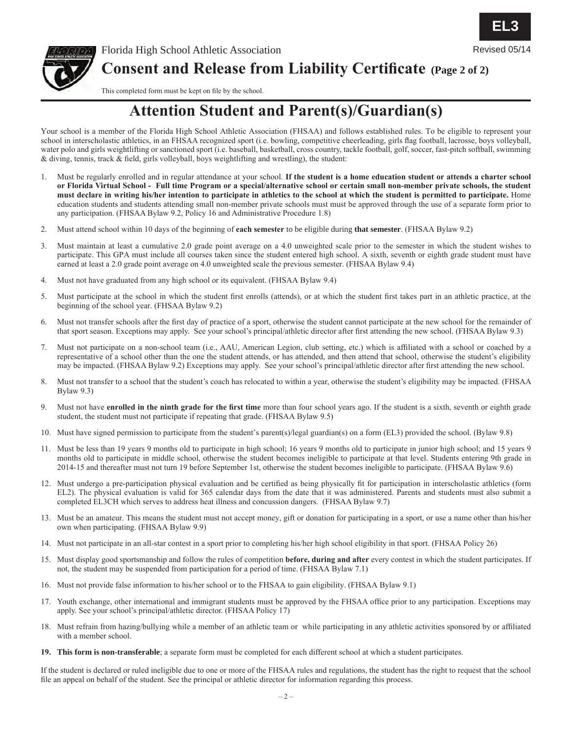EL3

Florida High School Athletic Association

Revised 05/14

# Consent and Release from Liability Certificate (Page 2 of 2)

This completed form must be kept on file by the school.

## Attention Student and Parent(s)/Guardian(s)

Your school is a member of the Florida High School Athletic Association (FHSAA) and follows established rules. To be eligible to represent your school in interscholastic athletics, in an FHSAA recognized sport (i.e. bowling, competitive cheerleading, girls flag football, lacrosse, boys volleyball, water polo and girls weightlifting or sanctioned sport (i.e. baseball, basketball, cross country, tackle football, golf, soccer, fast-pitch softball, swimming & diving, tennis, track & field, girls volleyball, boys weightlifting and wrestling), the student:

1. Must be regularly enrolled and in regular attendance at your school. **If the student is a home education student or attends a charter school or Florida Virtual School - Full time Program or a special/alternative school or certain small non-member private schools, the student must declare in writing his/her intention to participate in athletics to the school at which the student is permitted to participate.** Home education students and students attending small non-member private schools must must be approved through the use of a separate form prior to any participation. (FHSAA Bylaw 9.2, Policy 16 and Administrative Procedure 1.8)
2. Must attend school within 10 days of the beginning of **each semester** to be eligible during **that semester**. (FHSAA Bylaw 9.2)
3. Must maintain at least a cumulative 2.0 grade point average on a 4.0 unweighted scale prior to the semester in which the student wishes to participate. This GPA must include all courses taken since the student entered high school. A sixth, seventh or eighth grade student must have earned at least a 2.0 grade point average on 4.0 unweighted scale the previous semester. (FHSAA Bylaw 9.4)
4. Must not have graduated from any high school or its equivalent. (FHSAA Bylaw 9.4)
5. Must participate at the school in which the student first enrolls (attends), or at which the student first takes part in an athletic practice, at the beginning of the school year. (FHSAA Bylaw 9.2)
6. Must not transfer schools after the first day of practice of a sport, otherwise the student cannot participate at the new school for the remainder of that sport season. Exceptions may apply. See your school's principal/athletic director after first attending the new school. (FHSAA Bylaw 9.3)
7. Must not participate on a non-school team (i.e., AAU, American Legion, club setting, etc.) which is affiliated with a school or coached by a representative of a school other than the one the student attends, or has attended, and then attend that school, otherwise the student's eligibility may be impacted. (FHSAA Bylaw 9.2) Exceptions may apply. See your school's principal/athletic director after first attending the new school.
8. Must not transfer to a school that the student's coach has relocated to within a year, otherwise the student's eligibility may be impacted. (FHSAA Bylaw 9.3)
9. Must not have **enrolled in the ninth grade for the first time** more than four school years ago. If the student is a sixth, seventh or eighth grade student, the student must not participate if repeating that grade. (FHSAA Bylaw 9.5)
10. Must have signed permission to participate from the student's parent(s)/legal guardian(s) on a form (EL3) provided the school. (Bylaw 9.8)
11. Must be less than 19 years 9 months old to participate in high school; 16 years 9 months old to participate in junior high school; and 15 years 9 months old to participate in middle school, otherwise the student becomes ineligible to participate at that level. Students entering 9th grade in 2014-15 and thereafter must not turn 19 before September 1st, otherwise the student becomes ineligible to participate. (FHSAA Bylaw 9.6)
12. Must undergo a pre-participation physical evaluation and be certified as being physically fit for participation in interscholastic athletics (form EL2). The physical evaluation is valid for 365 calendar days from the date that it was administered. Parents and students must also submit a completed EL3CH which serves to address heat illness and concussion dangers. (FHSAA Bylaw 9.7)
13. Must be an amateur. This means the student must not accept money, gift or donation for participating in a sport, or use a name other than his/her own when participating. (FHSAA Bylaw 9.9)
14. Must not participate in an all-star contest in a sport prior to completing his/her high school eligibility in that sport. (FHSAA Policy 26)
15. Must display good sportsmanship and follow the rules of competition **before, during and after** every contest in which the student participates. If not, the student may be suspended from participation for a period of time. (FHSAA Bylaw 7.1)
16. Must not provide false information to his/her school or to the FHSAA to gain eligibility. (FHSAA Bylaw 9.1)
17. Youth exchange, other international and immigrant students must be approved by the FHSAA office prior to any participation. Exceptions may apply. See your school's principal/athletic director. (FHSAA Policy 17)
18. Must refrain from hazing/bullying while a member of an athletic team or while participating in any athletic activities sponsored by or affiliated with a member school.
19. **This form is non-transferable**; a separate form must be completed for each different school at which a student participates.

If the student is declared or ruled ineligible due to one or more of the FHSAA rules and regulations, the student has the right to request that the school file an appeal on behalf of the student. See the principal or athletic director for information regarding this process.